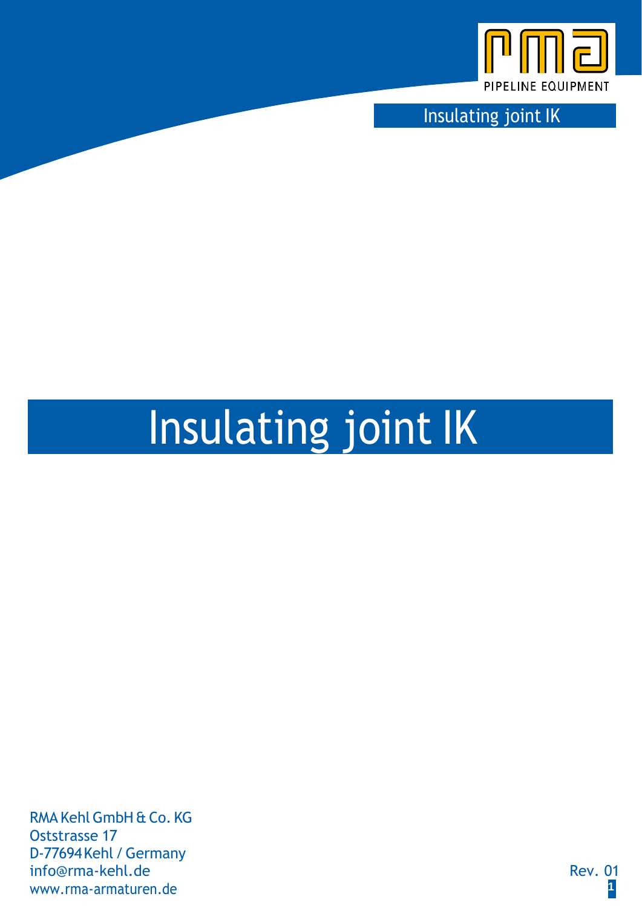# Insulating joint IK

RMA Kehl GmbH & Co. KG
Oststrasse 17
D-77694 Kehl / Germany
info@rma-kehl.de
www.rma-armaturen.de

Rev. 01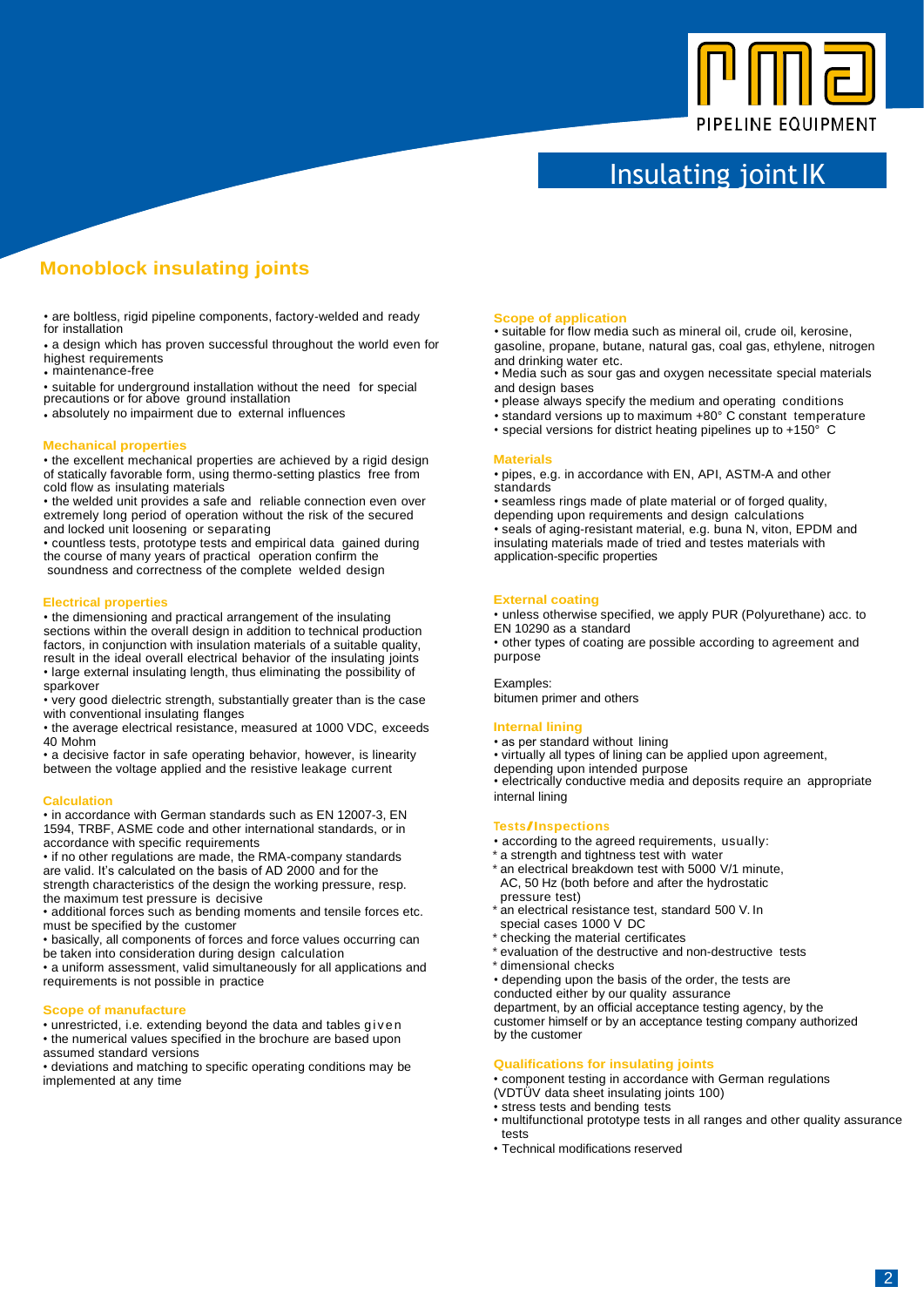# Insulating joint IK

## Monoblock insulating joints

- are boltless, rigid pipeline components, factory-welded and ready for installation
- a design which has proven successful throughout the world even for highest requirements
- maintenance-free
- suitable for underground installation without the need for special precautions or for above ground installation
- absolutely no impairment due to external influences

### Mechanical properties

- the excellent mechanical properties are achieved by a rigid design of statically favorable form, using thermo-setting plastics free from cold flow as insulating materials
- the welded unit provides a safe and reliable connection even over extremely long period of operation without the risk of the secured and locked unit loosening or separating
- countless tests, prototype tests and empirical data gained during the course of many years of practical operation confirm the soundness and correctness of the complete welded design

### Electrical properties

- the dimensioning and practical arrangement of the insulating sections within the overall design in addition to technical production factors, in conjunction with insulation materials of a suitable quality, result in the ideal overall electrical behavior of the insulating joints
- large external insulating length, thus eliminating the possibility of sparkover
- very good dielectric strength, substantially greater than is the case with conventional insulating flanges
- the average electrical resistance, measured at 1000 VDC, exceeds 40 Mohm
- a decisive factor in safe operating behavior, however, is linearity between the voltage applied and the resistive leakage current

### Calculation

- in accordance with German standards such as EN 12007-3, EN 1594, TRBF, ASME code and other international standards, or in accordance with specific requirements
- if no other regulations are made, the RMA-company standards are valid. It's calculated on the basis of AD 2000 and for the strength characteristics of the design the working pressure, resp. the maximum test pressure is decisive
- additional forces such as bending moments and tensile forces etc. must be specified by the customer
- basically, all components of forces and force values occurring can be taken into consideration during design calculation
- a uniform assessment, valid simultaneously for all applications and requirements is not possible in practice

### Scope of manufacture

- unrestricted, i.e. extending beyond the data and tables given
- the numerical values specified in the brochure are based upon assumed standard versions
- deviations and matching to specific operating conditions may be implemented at any time

### Scope of application

- suitable for flow media such as mineral oil, crude oil, kerosine, gasoline, propane, butane, natural gas, coal gas, ethylene, nitrogen and drinking water etc.
- Media such as sour gas and oxygen necessitate special materials and design bases
- please always specify the medium and operating conditions
- standard versions up to maximum +80° C constant temperature
- special versions for district heating pipelines up to +150° C

### Materials

- pipes, e.g. in accordance with EN, API, ASTM-A and other standards
- seamless rings made of plate material or of forged quality, depending upon requirements and design calculations
- seals of aging-resistant material, e.g. buna N, viton, EPDM and insulating materials made of tried and testes materials with application-specific properties

### External coating

- unless otherwise specified, we apply PUR (Polyurethane) acc. to EN 10290 as a standard
- other types of coating are possible according to agreement and purpose

Examples:
bitumen primer and others

### Internal lining

- as per standard without lining
- virtually all types of lining can be applied upon agreement, depending upon intended purpose
- electrically conductive media and deposits require an appropriate internal lining

### Tests/Inspections

- according to the agreed requirements, usually:
  - * a strength and tightness test with water
  - * an electrical breakdown test with 5000 V/1 minute, AC, 50 Hz (both before and after the hydrostatic pressure test)
  - * an electrical resistance test, standard 500 V. In special cases 1000 V DC
  - * checking the material certificates
  - * evaluation of the destructive and non-destructive tests
  - * dimensional checks
- depending upon the basis of the order, the tests are conducted either by our quality assurance department, by an official acceptance testing agency, by the customer himself or by an acceptance testing company authorized by the customer

### Qualifications for insulating joints

- component testing in accordance with German regulations (VDTÜV data sheet insulating joints 100)
- stress tests and bending tests
- multifunctional prototype tests in all ranges and other quality assurance tests
- Technical modifications reserved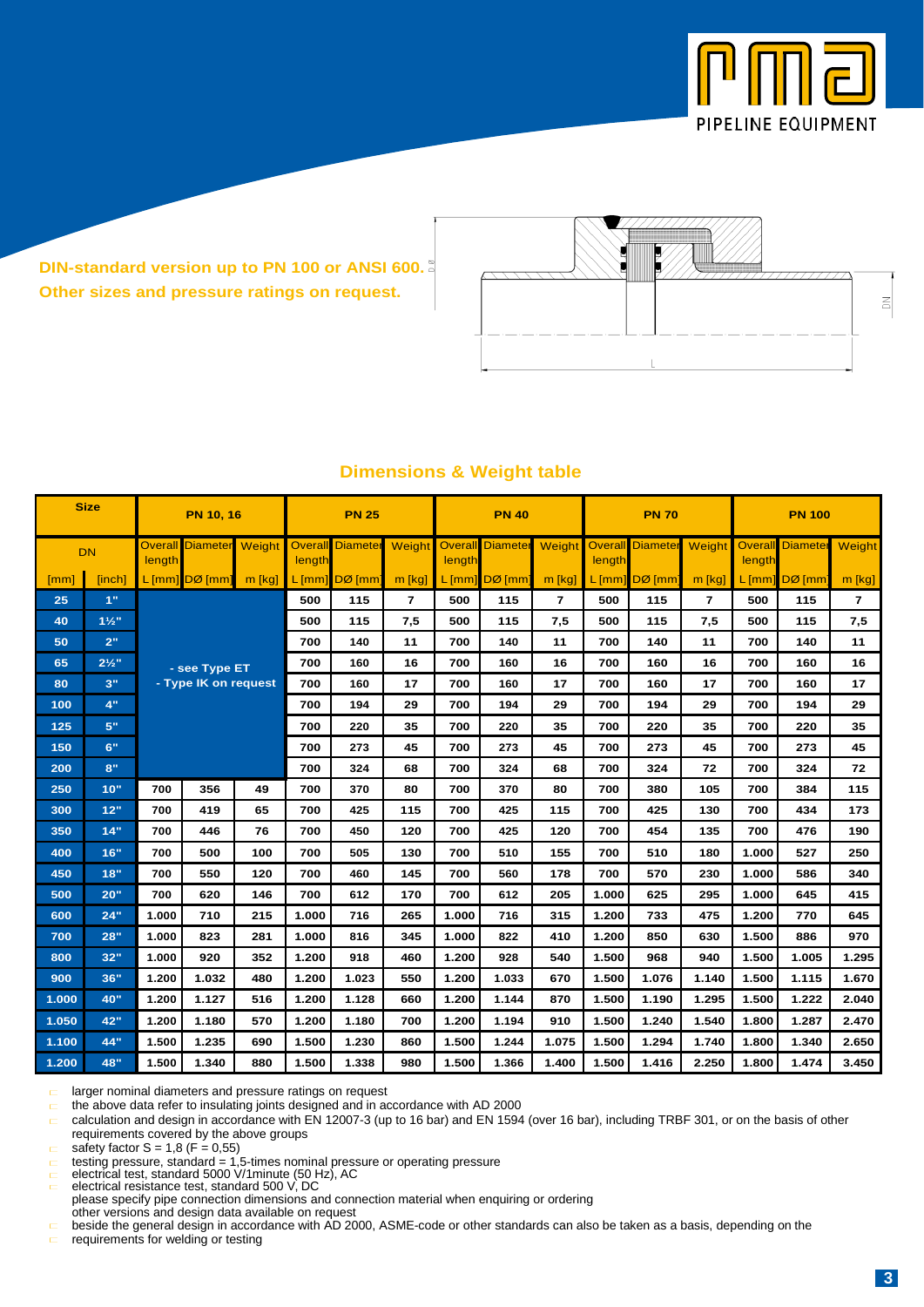DIN-standard version up to PN 100 or ANSI 600.
Other sizes and pressure ratings on request.

## Dimensions & Weight table

| Size | | PN 10, 16 | | | PN 25 | | | PN 40 | | | PN 70 | | | PN 100 | | |
|---|---|---|---|---|---|---|---|---|---|---|---|---|---|---|---|---|
| DN | | Overall length | Diameter | Weight | Overall length | Diameter | Weight | Overall length | Diameter | Weight | Overall length | Diameter | Weight | Overall length | Diameter | Weight |
| [mm] | [inch] | L [mm] | DØ [mm] | m [kg] | L [mm] | DØ [mm] | m [kg] | L [mm] | DØ [mm] | m [kg] | L [mm] | DØ [mm] | m [kg] | L [mm] | DØ [mm] | m [kg] |
| 25 | 1" | - see Type ET - Type IK on request | | | 500 | 115 | 7 | 500 | 115 | 7 | 500 | 115 | 7 | 500 | 115 | 7 |
| 40 | 1½" | | | | 500 | 115 | 7,5 | 500 | 115 | 7,5 | 500 | 115 | 7,5 | 500 | 115 | 7,5 |
| 50 | 2" | | | | 700 | 140 | 11 | 700 | 140 | 11 | 700 | 140 | 11 | 700 | 140 | 11 |
| 65 | 2½" | | | | 700 | 160 | 16 | 700 | 160 | 16 | 700 | 160 | 16 | 700 | 160 | 16 |
| 80 | 3" | | | | 700 | 160 | 17 | 700 | 160 | 17 | 700 | 160 | 17 | 700 | 160 | 17 |
| 100 | 4" | | | | 700 | 194 | 29 | 700 | 194 | 29 | 700 | 194 | 29 | 700 | 194 | 29 |
| 125 | 5" | | | | 700 | 220 | 35 | 700 | 220 | 35 | 700 | 220 | 35 | 700 | 220 | 35 |
| 150 | 6" | | | | 700 | 273 | 45 | 700 | 273 | 45 | 700 | 273 | 45 | 700 | 273 | 45 |
| 200 | 8" | | | | 700 | 324 | 68 | 700 | 324 | 68 | 700 | 324 | 72 | 700 | 324 | 72 |
| 250 | 10" | 700 | 356 | 49 | 700 | 370 | 80 | 700 | 370 | 80 | 700 | 380 | 105 | 700 | 384 | 115 |
| 300 | 12" | 700 | 419 | 65 | 700 | 425 | 115 | 700 | 425 | 115 | 700 | 425 | 130 | 700 | 434 | 173 |
| 350 | 14" | 700 | 446 | 76 | 700 | 450 | 120 | 700 | 425 | 120 | 700 | 454 | 135 | 700 | 476 | 190 |
| 400 | 16" | 700 | 500 | 100 | 700 | 505 | 130 | 700 | 510 | 155 | 700 | 510 | 180 | 1.000 | 527 | 250 |
| 450 | 18" | 700 | 550 | 120 | 700 | 460 | 145 | 700 | 560 | 178 | 700 | 570 | 230 | 1.000 | 586 | 340 |
| 500 | 20" | 700 | 620 | 146 | 700 | 612 | 170 | 700 | 612 | 205 | 1.000 | 625 | 295 | 1.000 | 645 | 415 |
| 600 | 24" | 1.000 | 710 | 215 | 1.000 | 716 | 265 | 1.000 | 716 | 315 | 1.200 | 733 | 475 | 1.200 | 770 | 645 |
| 700 | 28" | 1.000 | 823 | 281 | 1.000 | 816 | 345 | 1.000 | 822 | 410 | 1.200 | 850 | 630 | 1.500 | 886 | 970 |
| 800 | 32" | 1.000 | 920 | 352 | 1.200 | 918 | 460 | 1.200 | 928 | 540 | 1.500 | 968 | 940 | 1.500 | 1.005 | 1.295 |
| 900 | 36" | 1.200 | 1.032 | 480 | 1.200 | 1.023 | 550 | 1.200 | 1.033 | 670 | 1.500 | 1.076 | 1.140 | 1.500 | 1.115 | 1.670 |
| 1.000 | 40" | 1.200 | 1.127 | 516 | 1.200 | 1.128 | 660 | 1.200 | 1.144 | 870 | 1.500 | 1.190 | 1.295 | 1.500 | 1.222 | 2.040 |
| 1.050 | 42" | 1.200 | 1.180 | 570 | 1.200 | 1.180 | 700 | 1.200 | 1.194 | 910 | 1.500 | 1.240 | 1.540 | 1.800 | 1.287 | 2.470 |
| 1.100 | 44" | 1.500 | 1.235 | 690 | 1.500 | 1.230 | 860 | 1.500 | 1.244 | 1.075 | 1.500 | 1.294 | 1.740 | 1.800 | 1.340 | 2.650 |
| 1.200 | 48" | 1.500 | 1.340 | 880 | 1.500 | 1.338 | 980 | 1.500 | 1.366 | 1.400 | 1.500 | 1.416 | 2.250 | 1.800 | 1.474 | 3.450 |

- larger nominal diameters and pressure ratings on request
- the above data refer to insulating joints designed and in accordance with AD 2000
- calculation and design in accordance with EN 12007-3 (up to 16 bar) and EN 1594 (over 16 bar), including TRBF 301, or on the basis of other requirements covered by the above groups
- safety factor S = 1,8 (F = 0,55)
- testing pressure, standard = 1,5-times nominal pressure or operating pressure
- electrical test, standard 5000 V/1minute (50 Hz), AC
- electrical resistance test, standard 500 V, DC
  please specify pipe connection dimensions and connection material when enquiring or ordering
  other versions and design data available on request
- beside the general design in accordance with AD 2000, ASME-code or other standards can also be taken as a basis, depending on the
- requirements for welding or testing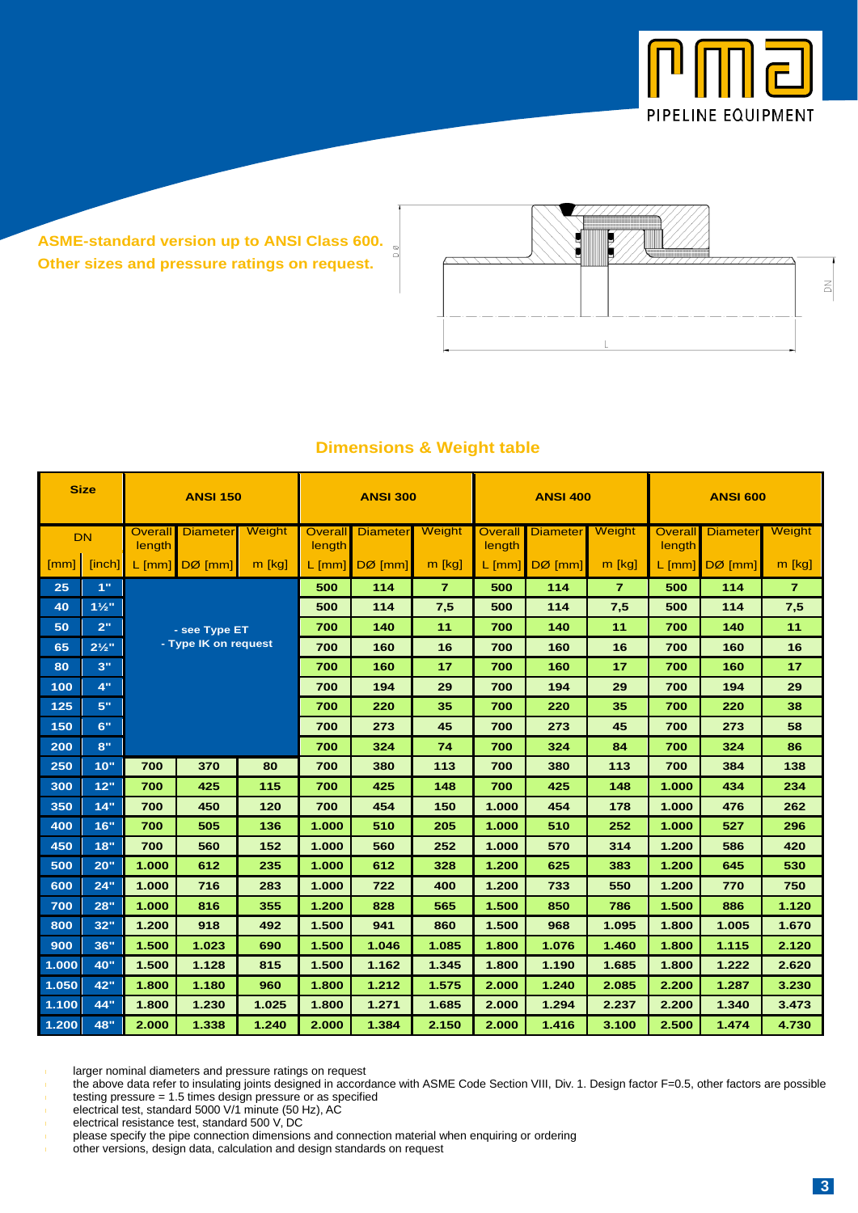ASME-standard version up to ANSI Class 600.
Other sizes and pressure ratings on request.

## Dimensions & Weight table

| Size | | ANSI 150 | | | ANSI 300 | | | ANSI 400 | | | ANSI 600 | | |
|---|---|---|---|---|---|---|---|---|---|---|---|---|---|
| DN | | Overall length | Diameter | Weight | Overall length | Diameter | Weight | Overall length | Diameter | Weight | Overall length | Diameter | Weight |
| [mm] | [inch] | L [mm] | DØ [mm] | m [kg] | L [mm] | DØ [mm] | m [kg] | L [mm] | DØ [mm] | m [kg] | L [mm] | DØ [mm] | m [kg] |
| 25 | 1" | - see Type ET - Type IK on request | | | 500 | 114 | 7 | 500 | 114 | 7 | 500 | 114 | 7 |
| 40 | 1½" | | | | 500 | 114 | 7,5 | 500 | 114 | 7,5 | 500 | 114 | 7,5 |
| 50 | 2" | | | | 700 | 140 | 11 | 700 | 140 | 11 | 700 | 140 | 11 |
| 65 | 2½" | | | | 700 | 160 | 16 | 700 | 160 | 16 | 700 | 160 | 16 |
| 80 | 3" | | | | 700 | 160 | 17 | 700 | 160 | 17 | 700 | 160 | 17 |
| 100 | 4" | | | | 700 | 194 | 29 | 700 | 194 | 29 | 700 | 194 | 29 |
| 125 | 5" | | | | 700 | 220 | 35 | 700 | 220 | 35 | 700 | 220 | 38 |
| 150 | 6" | | | | 700 | 273 | 45 | 700 | 273 | 45 | 700 | 273 | 58 |
| 200 | 8" | | | | 700 | 324 | 74 | 700 | 324 | 84 | 700 | 324 | 86 |
| 250 | 10" | 700 | 370 | 80 | 700 | 380 | 113 | 700 | 380 | 113 | 700 | 384 | 138 |
| 300 | 12" | 700 | 425 | 115 | 700 | 425 | 148 | 700 | 425 | 148 | 1.000 | 434 | 234 |
| 350 | 14" | 700 | 450 | 120 | 700 | 454 | 150 | 1.000 | 454 | 178 | 1.000 | 476 | 262 |
| 400 | 16" | 700 | 505 | 136 | 1.000 | 510 | 205 | 1.000 | 510 | 252 | 1.000 | 527 | 296 |
| 450 | 18" | 700 | 560 | 152 | 1.000 | 560 | 252 | 1.000 | 570 | 314 | 1.200 | 586 | 420 |
| 500 | 20" | 1.000 | 612 | 235 | 1.000 | 612 | 328 | 1.200 | 625 | 383 | 1.200 | 645 | 530 |
| 600 | 24" | 1.000 | 716 | 283 | 1.000 | 722 | 400 | 1.200 | 733 | 550 | 1.200 | 770 | 750 |
| 700 | 28" | 1.000 | 816 | 355 | 1.200 | 828 | 565 | 1.500 | 850 | 786 | 1.500 | 886 | 1.120 |
| 800 | 32" | 1.200 | 918 | 492 | 1.500 | 941 | 860 | 1.500 | 968 | 1.095 | 1.800 | 1.005 | 1.670 |
| 900 | 36" | 1.500 | 1.023 | 690 | 1.500 | 1.046 | 1.085 | 1.800 | 1.076 | 1.460 | 1.800 | 1.115 | 2.120 |
| 1.000 | 40" | 1.500 | 1.128 | 815 | 1.500 | 1.162 | 1.345 | 1.800 | 1.190 | 1.685 | 1.800 | 1.222 | 2.620 |
| 1.050 | 42" | 1.800 | 1.180 | 960 | 1.800 | 1.212 | 1.575 | 2.000 | 1.240 | 2.085 | 2.200 | 1.287 | 3.230 |
| 1.100 | 44" | 1.800 | 1.230 | 1.025 | 1.800 | 1.271 | 1.685 | 2.000 | 1.294 | 2.237 | 2.200 | 1.340 | 3.473 |
| 1.200 | 48" | 2.000 | 1.338 | 1.240 | 2.000 | 1.384 | 2.150 | 2.000 | 1.416 | 3.100 | 2.500 | 1.474 | 4.730 |

- larger nominal diameters and pressure ratings on request
- the above data refer to insulating joints designed in accordance with ASME Code Section VIII, Div. 1. Design factor F=0.5, other factors are possible
- testing pressure = 1.5 times design pressure or as specified
- electrical test, standard 5000 V/1 minute (50 Hz), AC
- electrical resistance test, standard 500 V, DC
- please specify the pipe connection dimensions and connection material when enquiring or ordering
- other versions, design data, calculation and design standards on request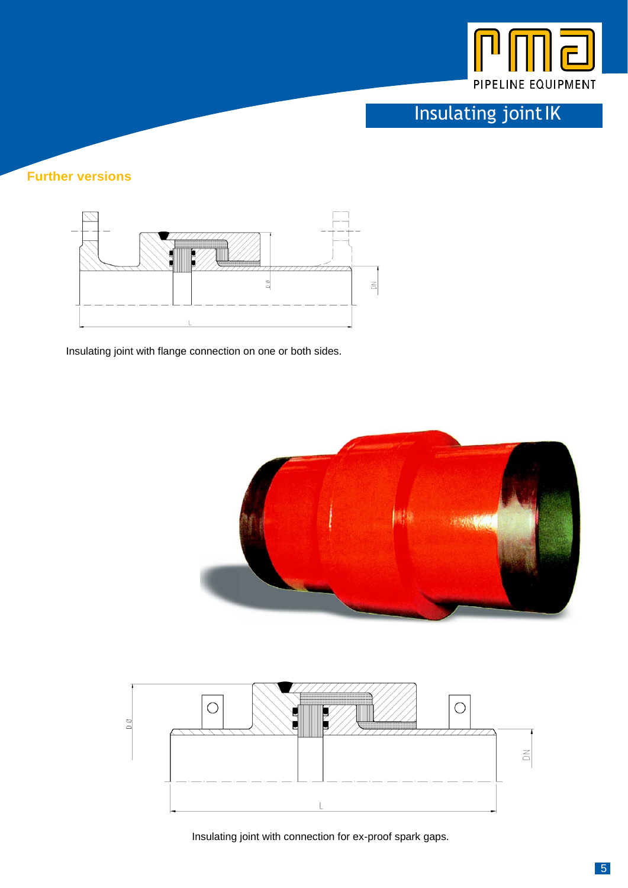## Further versions

Insulating joint with flange connection on one or both sides.

Insulating joint with connection for ex-proof spark gaps.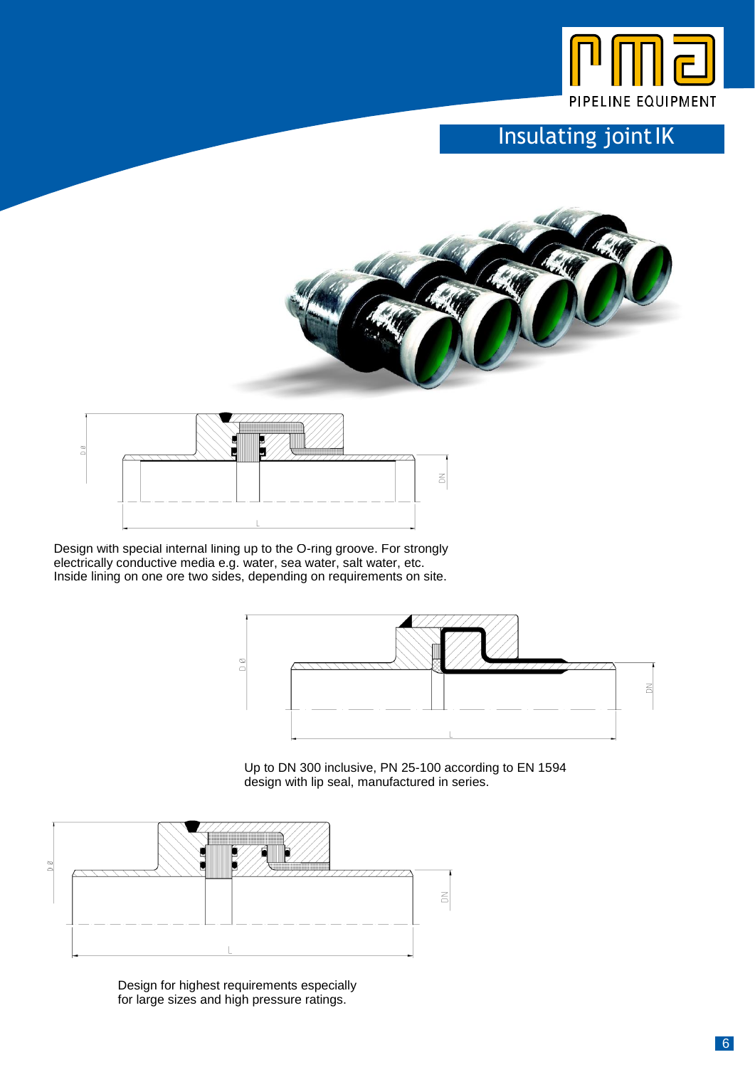# Insulating joint IK

D Ø

DN

L

Design with special internal lining up to the O-ring groove. For strongly electrically conductive media e.g. water, sea water, salt water, etc. Inside lining on one ore two sides, depending on requirements on site.

D Ø

DN

L

Up to DN 300 inclusive, PN 25-100 according to EN 1594 design with lip seal, manufactured in series.

D Ø

DN

L

Design for highest requirements especially for large sizes and high pressure ratings.